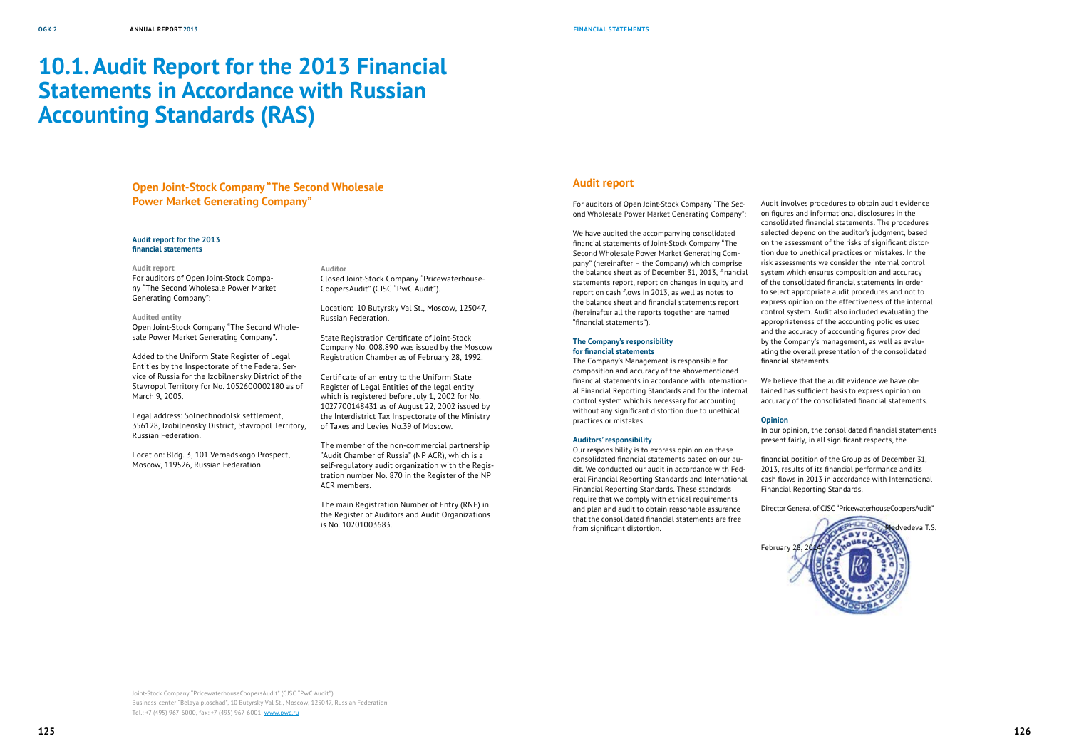# 10.1. Audit Report for the 2013 Financial Statements in Accordance with Russian Accounting Standards (RAS)

## Open Joint-Stock Company "The Second Wholesale Power Market Generating Company"

**Audit report for the 2013 financial statements**

**Audit report**

For auditors of Open Joint-Stock Company "The Second Wholesale Power Market Generating Company":

**Audited entity**

Open Joint-Stock Company "The Second Wholesale Power Market Generating Company".

Added to the Uniform State Register of Legal Entities by the Inspectorate of the Federal Service of Russia for the Izobilnensky District of the Stavropol Territory for No. 1052600002180 as of March 9, 2005.

Legal address: Solnechnodolsk settlement, 356128, Izobilnensky District, Stavropol Territory, Russian Federation.

Location: Bldg. 3, 101 Vernadskogo Prospect, Moscow, 119526, Russian Federation

**Auditor**

Closed Joint-Stock Company "PricewaterhouseCoopersAudit" (CJSC "PwC Audit").

Location: 10 Butyrsky Val St., Moscow, 125047, Russian Federation.

State Registration Certificate of Joint-Stock Company No. 008.890 was issued by the Moscow Registration Chamber as of February 28, 1992.

Certificate of an entry to the Uniform State Register of Legal Entities of the legal entity which is registered before July 1, 2002 for No. 1027700148431 as of August 22, 2002 issued by the Interdistrict Tax Inspectorate of the Ministry of Taxes and Levies No.39 of Moscow.

The member of the non-commercial partnership "Audit Chamber of Russia" (NP ACR), which is a self-regulatory audit organization with the Registration number No. 870 in the Register of the NP ACR members.

The main Registration Number of Entry (RNE) in the Register of Auditors and Audit Organizations is No. 10201003683.

Joint-Stock Company "PricewaterhouseCoopersAudit" (CJSC "PwC Audit")
Business-center "Belaya ploschad", 10 Butyrsky Val St., Moscow, 125047, Russian Federation
Tel.: +7 (495) 967-6000, fax: +7 (495) 967-6001, www.pwc.ru

## Audit report

For auditors of Open Joint-Stock Company "The Second Wholesale Power Market Generating Company":

We have audited the accompanying consolidated financial statements of Joint-Stock Company "The Second Wholesale Power Market Generating Company" (hereinafter – the Company) which comprise the balance sheet as of December 31, 2013, financial statements report, report on changes in equity and report on cash flows in 2013, as well as notes to the balance sheet and financial statements report (hereinafter all the reports together are named "financial statements").

**The Company's responsibility for financial statements**

The Company's Management is responsible for composition and accuracy of the abovementioned financial statements in accordance with International Financial Reporting Standards and for the internal control system which is necessary for accounting without any significant distortion due to unethical practices or mistakes.

**Auditors' responsibility**

Our responsibility is to express opinion on these consolidated financial statements based on our audit. We conducted our audit in accordance with Federal Financial Reporting Standards and International Financial Reporting Standards. These standards require that we comply with ethical requirements and plan and audit to obtain reasonable assurance that the consolidated financial statements are free from significant distortion.

Audit involves procedures to obtain audit evidence on figures and informational disclosures in the consolidated financial statements. The procedures selected depend on the auditor's judgment, based on the assessment of the risks of significant distortion due to unethical practices or mistakes. In the risk assessments we consider the internal control system which ensures composition and accuracy of the consolidated financial statements in order to select appropriate audit procedures and not to express opinion on the effectiveness of the internal control system. Audit also included evaluating the appropriateness of the accounting policies used and the accuracy of accounting figures provided by the Company's management, as well as evaluating the overall presentation of the consolidated financial statements.

We believe that the audit evidence we have obtained has sufficient basis to express opinion on accuracy of the consolidated financial statements.

**Opinion**

In our opinion, the consolidated financial statements present fairly, in all significant respects, the

financial position of the Group as of December 31, 2013, results of its financial performance and its cash flows in 2013 in accordance with International Financial Reporting Standards.

Director General of CJSC "PricewaterhouseCoopersAudit"

Medvedeva T.S.

February 28, 2014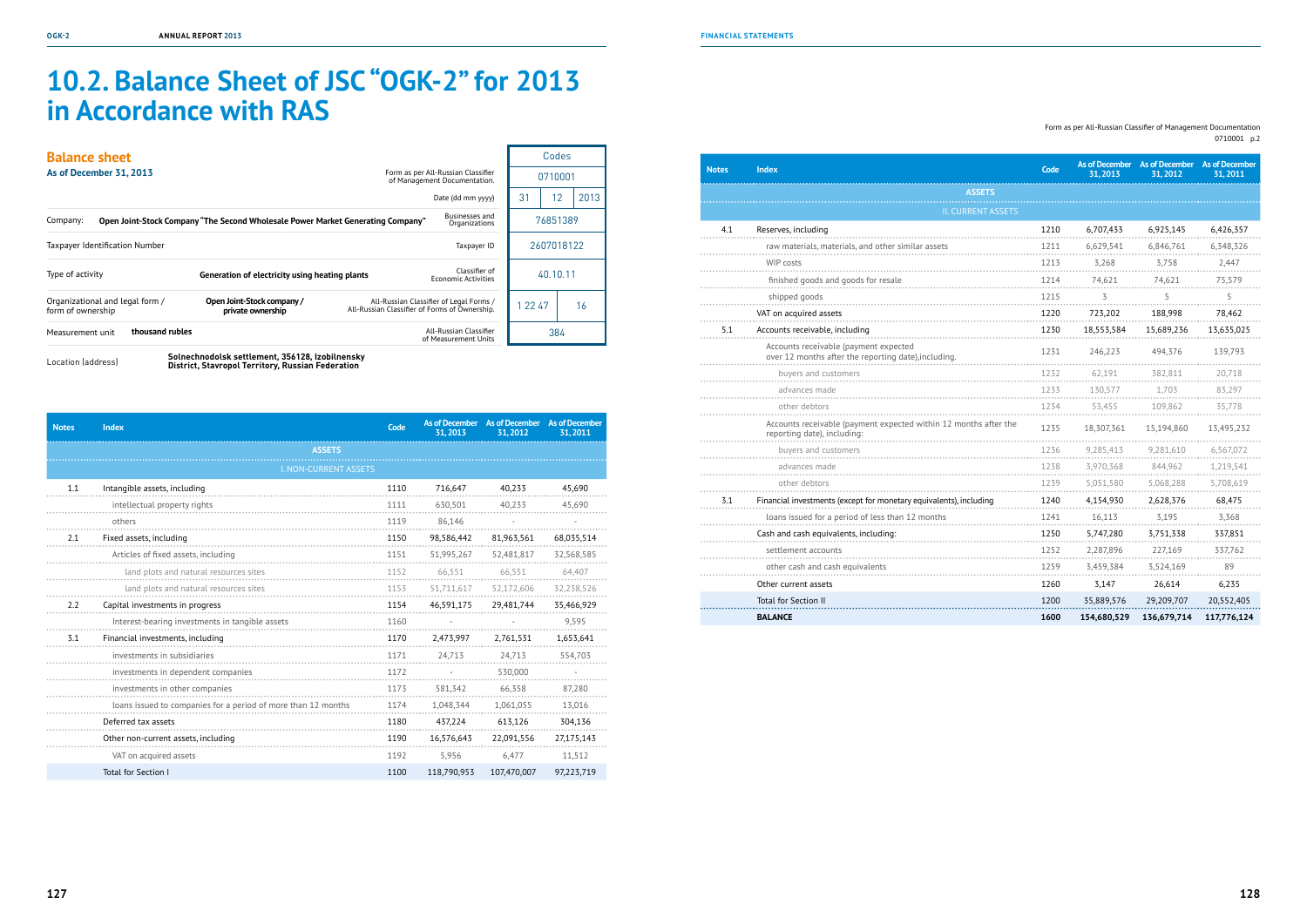# 10.2. Balance Sheet of JSC "OGK-2" for 2013 in Accordance with RAS

## Balance sheet

**As of December 31, 2013**

| | | | Codes | | |
|---|---|---|---|---|---|
| | | Form as per All-Russian Classifier of Management Documentation. | 0710001 | | |
| | | Date (dd mm yyyy) | 31 | 12 | 2013 |
| Company: | **Open Joint-Stock Company "The Second Wholesale Power Market Generating Company"** | Businesses and Organizations | 76851389 | | |
| Taxpayer Identification Number | | Taxpayer ID | 2607018122 | | |
| Type of activity | **Generation of electricity using heating plants** | Classifier of Economic Activities | 40.10.11 | | |
| Organizational and legal form / form of ownership | **Open Joint-Stock company / private ownership** | All-Russian Classifier of Legal Forms / All-Russian Classifier of Forms of Ownership. | 1 22 47 | 16 | |
| Measurement unit | **thousand rubles** | All-Russian Classifier of Measurement Units | 384 | | |

Location (address) **Solnechnodolsk settlement, 356128, Izobilnensky District, Stavropol Territory, Russian Federation**

| Notes | Index | Code | As of December 31, 2013 | As of December 31, 2012 | As of December 31, 2011 |
|---|---|---|---|---|---|
| | **ASSETS** | | | | |
| | I. NON-CURRENT ASSETS | | | | |
| 1.1 | Intangible assets, including | 1110 | 716,647 | 40,233 | 45,690 |
| | intellectual property rights | 1111 | 630,501 | 40,233 | 45,690 |
| | others | 1119 | 86,146 | - | - |
| 2.1 | Fixed assets, including | 1150 | 98,586,442 | 81,963,561 | 68,035,514 |
| | Articles of fixed assets, including | 1151 | 51,995,267 | 52,481,817 | 32,568,585 |
| | land plots and natural resources sites | 1152 | 66,551 | 66,551 | 64,407 |
| | land plots and natural resources sites | 1153 | 51,711,617 | 52,172,606 | 32,238,526 |
| 2.2 | Capital investments in progress | 1154 | 46,591,175 | 29,481,744 | 35,466,929 |
| | Interest-bearing investments in tangible assets | 1160 | - | - | 9,595 |
| 3.1 | Financial investments, including | 1170 | 2,473,997 | 2,761,531 | 1,653,641 |
| | investments in subsidiaries | 1171 | 24,713 | 24,713 | 554,703 |
| | investments in dependent companies | 1172 | - | 530,000 | - |
| | investments in other companies | 1173 | 581,342 | 66,358 | 87,280 |
| | loans issued to companies for a period of more than 12 months | 1174 | 1,048,344 | 1,061,055 | 13,016 |
| | Deferred tax assets | 1180 | 437,224 | 613,126 | 304,136 |
| | Other non-current assets, including | 1190 | 16,576,643 | 22,091,556 | 27,175,143 |
| | VAT on acquired assets | 1192 | 5,956 | 6,477 | 11,512 |
| | Total for Section I | 1100 | 118,790,953 | 107,470,007 | 97,223,719 |

Form as per All-Russian Classifier of Management Documentation 0710001 p.2

| Notes | Index | Code | As of December 31, 2013 | As of December 31, 2012 | As of December 31, 2011 |
|---|---|---|---|---|---|
| | **ASSETS** | | | | |
| | II. CURRENT ASSETS | | | | |
| 4.1 | Reserves, including | 1210 | 6,707,433 | 6,925,145 | 6,426,357 |
| | raw materials, materials, and other similar assets | 1211 | 6,629,541 | 6,846,761 | 6,348,326 |
| | WIP costs | 1213 | 3,268 | 3,758 | 2,447 |
| | finished goods and goods for resale | 1214 | 74,621 | 74,621 | 75,579 |
| | shipped goods | 1215 | 3 | 5 | 5 |
| | VAT on acquired assets | 1220 | 723,202 | 188,998 | 78,462 |
| 5.1 | Accounts receivable, including | 1230 | 18,553,584 | 15,689,236 | 13,635,025 |
| | Accounts receivable (payment expected over 12 months after the reporting date),including. | 1231 | 246,223 | 494,376 | 139,793 |
| | buyers and customers | 1232 | 62,191 | 382,811 | 20,718 |
| | advances made | 1233 | 130,577 | 1,703 | 83,297 |
| | other debtors | 1234 | 53,455 | 109,862 | 35,778 |
| | Accounts receivable (payment expected within 12 months after the reporting date), including: | 1235 | 18,307,361 | 15,194,860 | 13,495,232 |
| | buyers and customers | 1236 | 9,285,413 | 9,281,610 | 6,567,072 |
| | advances made | 1238 | 3,970,368 | 844,962 | 1,219,541 |
| | other debtors | 1239 | 5,051,580 | 5,068,288 | 5,708,619 |
| 3.1 | Financial investments (except for monetary equivalents), including | 1240 | 4,154,930 | 2,628,376 | 68,475 |
| | loans issued for a period of less than 12 months | 1241 | 16,113 | 3,195 | 3,368 |
| | Cash and cash equivalents, including: | 1250 | 5,747,280 | 3,751,338 | 337,851 |
| | settlement accounts | 1252 | 2,287,896 | 227,169 | 337,762 |
| | other cash and cash equivalents | 1259 | 3,459,384 | 3,524,169 | 89 |
| | Other current assets | 1260 | 3,147 | 26,614 | 6,235 |
| | Total for Section II | 1200 | 35,889,576 | 29,209,707 | 20,552,405 |
| | **BALANCE** | **1600** | **154,680,529** | **136,679,714** | **117,776,124** |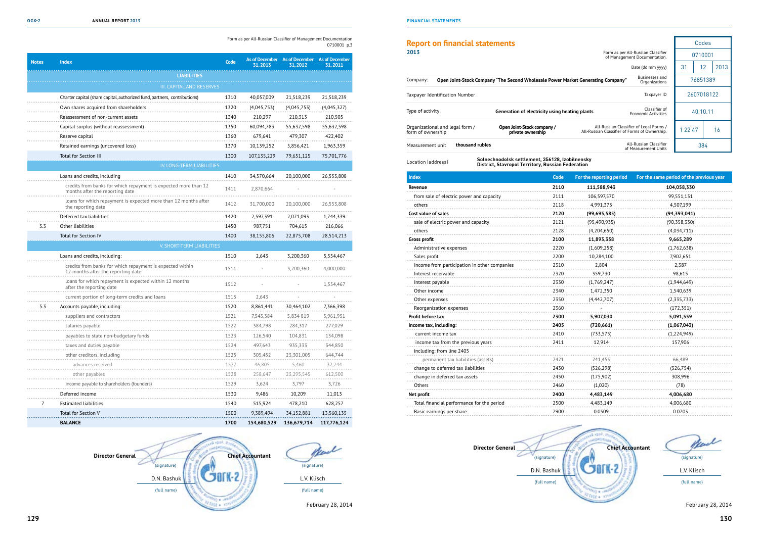Form as per All-Russian Classifier of Management Documentation
0710001 p.3

| Notes | Index | Code | As of December 31, 2013 | As of December 31, 2012 | As of December 31, 2011 |
|---|---|---|---|---|---|
| | **LIABILITIES** | | | | |
| | III. CAPITAL AND RESERVES | | | | |
| | Charter capital (share capital, authorized fund, partners, contributions) | 1310 | 40,057,009 | 21,518,239 | 21,518,239 |
| | Own shares acquired from shareholders | 1320 | (4,045,753) | (4,045,753) | (4,045,327) |
| | Reassessment of non-current assets | 1340 | 210,297 | 210,313 | 210,505 |
| | Capital surplus (without reassessment) | 1350 | 60,094,783 | 55,632,598 | 55,632,598 |
| | Reserve capital | 1360 | 679,641 | 479,307 | 422,402 |
| | Retained earnings (uncovered loss) | 1370 | 10,139,252 | 5,856,421 | 1,963,359 |
| | Total for Section III | 1300 | 107,135,229 | 79,651,125 | 75,701,776 |
| | IV. LONG-TERM LIABILITIES | | | | |
| | Loans and credits, including | 1410 | 34,570,664 | 20,100,000 | 26,553,808 |
| | credits from banks for which repayment is expected more than 12 months after the reporting date | 1411 | 2,870,664 | - | - |
| | loans for which repayment is expected more than 12 months after the reporting date | 1412 | 31,700,000 | 20,100,000 | 26,553,808 |
| | Deferred tax liabilities | 1420 | 2,597,391 | 2,071,093 | 1,744,339 |
| 5.3 | Other liabilities | 1450 | 987,751 | 704,615 | 216,066 |
| | Total for Section IV | 1400 | 38,155,806 | 22,875,708 | 28,514,213 |
| | V. SHORT-TERM LIABILITIES | | | | |
| | Loans and credits, including: | 1510 | 2,643 | 3,200,360 | 5,554,467 |
| | credits from banks for which repayment is expected within 12 months after the reporting date | 1511 | - | 3,200,360 | 4,000,000 |
| | loans for which repayment is expected within 12 months after the reporting date | 1512 | - | - | 1,554,467 |
| | current portion of long-term credits and loans | 1513 | 2,643 | - | - |
| 5.3 | Accounts payable, including: | 1520 | 8,861,441 | 30,464,102 | 7,366,398 |
| | suppliers and contractors | 1521 | 7,543,384 | 5,834 819 | 5,961,951 |
| | salaries payable | 1522 | 384,798 | 284,317 | 277,029 |
| | payables to state non-budgetary funds | 1523 | 126,540 | 104,831 | 134,098 |
| | taxes and duties payable | 1524 | 497,643 | 935,333 | 344,850 |
| | other creditors, including | 1525 | 305,452 | 23,301,005 | 644,744 |
| | advances received | 1527 | 46,805 | 5,460 | 32,244 |
| | other payables | 1528 | 258,647 | 23,295,545 | 612,500 |
| | income payable to shareholders (founders) | 1529 | 3,624 | 3,797 | 3,726 |
| | Deferred income | 1530 | 9,486 | 10,209 | 11,013 |
| 7 | Estimated liabilities | 1540 | 515,924 | 478,210 | 628,257 |
| | Total for Section V | 1500 | 9,389,494 | 34,152,881 | 13,560,135 |
| | **BALANCE** | **1700** | **154,680,529** | **136,679,714** | **117,776,124** |

**Director General** (signature) D.N. Bashuk (full name)

**Chief Accountant** (signature) L.V. Klisch (full name)

February 28, 2014

## Report on financial statements

**2013**

| | | | Codes |
|---|---|---|---|
| | | Form as per All-Russian Classifier of Management Documentation. | 0710001 |
| | | Date (dd mm yyyy) | 31 12 2013 |
| Company: | **Open Joint-Stock Company "The Second Wholesale Power Market Generating Company"** | Businesses and Organizations | 76851389 |
| Taxpayer Identification Number | | Taxpayer ID | 2607018122 |
| Type of activity | **Generation of electricity using heating plants** | Classifier of Economic Activities | 40.10.11 |
| Organizational and legal form / form of ownership | **Open Joint-Stock company / private ownership** | All-Russian Classifier of Legal Forms / All-Russian Classifier of Forms of Ownership. | 1 22 47 16 |
| Measurement unit | **thousand rubles** | All-Russian Classifier of Measurement Units | 384 |

Location (address) **Solnechnodolsk settlement, 356128, Izobilnensky District, Stavropol Territory, Russian Federation**

| Index | Code | For the reporting period | For the same period of the previous year |
|---|---|---|---|
| **Revenue** | **2110** | **111,588,943** | **104,058,330** |
| from sale of electric power and capacity | 2111 | 106,597,570 | 99,551,131 |
| others | 2118 | 4,991,373 | 4,507,199 |
| **Cost value of sales** | **2120** | **(99,695,585)** | **(94,393,041)** |
| sale of electric power and capacity | 2121 | (95,490,935) | (90,358,330) |
| others | 2128 | (4,204,650) | (4,034,711) |
| **Gross profit** | **2100** | **11,893,358** | **9,665,289** |
| Administrative expenses | 2220 | (1,609,258) | (1,762,638) |
| Sales profit | 2200 | 10,284,100 | 7,902,651 |
| Income from participation in other companies | 2310 | 2,804 | 2,387 |
| Interest receivable | 2320 | 359,730 | 98,615 |
| Interest payable | 2330 | (1,769,247) | (1,944,649) |
| Other income | 2340 | 1,472,350 | 1,540,639 |
| Other expenses | 2350 | (4,442,707) | (2,335,733) |
| Reorganization expenses | 2360 | - | (172,351) |
| **Profit before tax** | **2300** | **5,907,030** | **5,091,559** |
| **Income tax, including:** | **2405** | **(720,661)** | **(1,067,043)** |
| current income tax | 2410 | (733,575) | (1,224,949) |
| income tax from the previous years | 2411 | 12,914 | 157,906 |
| including: from line 2405 | | | |
| permanent tax liabilities (assets) | 2421 | 241,455 | 66,489 |
| change to deferred tax liabilities | 2430 | (526,298) | (326,754) |
| change in deferred tax assets | 2450 | (175,902) | 308,996 |
| Others | 2460 | (1,020) | (78) |
| **Net profit** | **2400** | **4,483,149** | **4,006,680** |
| Total financial performance for the period | 2500 | 4,483,149 | 4,006,680 |
| Basic earnings per share | 2900 | 0.0509 | 0.0703 |

**Director General** (signature) D.N. Bashuk (full name)

**Chief Accountant** (signature) L.V. Klisch (full name)

February 28, 2014